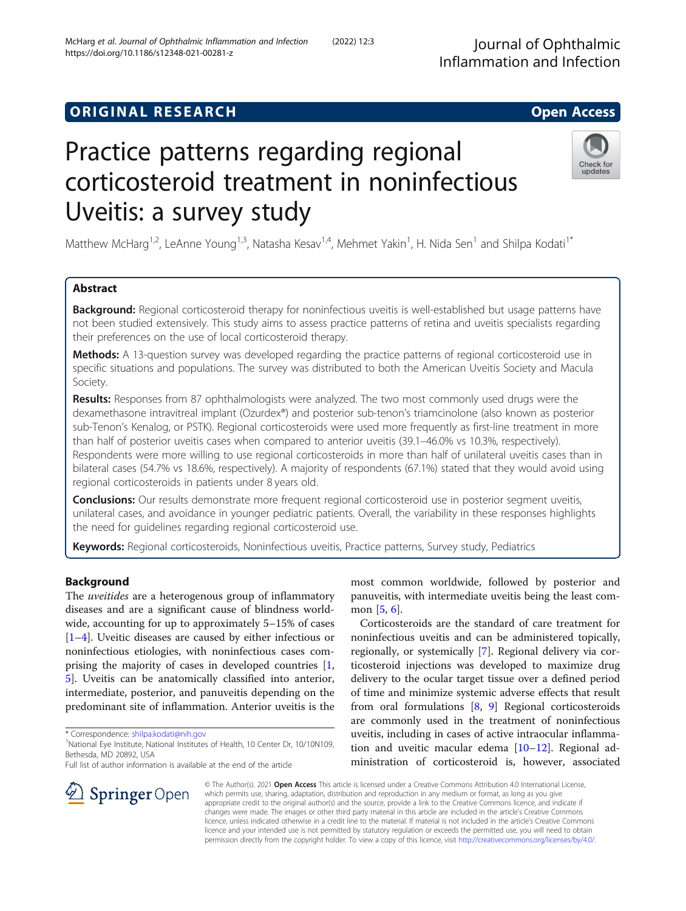ORIGINAL RESEARCH

Open Access

# Practice patterns regarding regional corticosteroid treatment in noninfectious Uveitis: a survey study

Matthew McHarg[1,2], LeAnne Young[1,3], Natasha Kesav[1,4], Mehmet Yakin[1], H. Nida Sen[1] and Shilpa Kodati[1*]

## Abstract

**Background:** Regional corticosteroid therapy for noninfectious uveitis is well-established but usage patterns have not been studied extensively. This study aims to assess practice patterns of retina and uveitis specialists regarding their preferences on the use of local corticosteroid therapy.

**Methods:** A 13-question survey was developed regarding the practice patterns of regional corticosteroid use in specific situations and populations. The survey was distributed to both the American Uveitis Society and Macula Society.

**Results:** Responses from 87 ophthalmologists were analyzed. The two most commonly used drugs were the dexamethasone intravitreal implant (Ozurdex®) and posterior sub-tenon's triamcinolone (also known as posterior sub-Tenon's Kenalog, or PSTK). Regional corticosteroids were used more frequently as first-line treatment in more than half of posterior uveitis cases when compared to anterior uveitis (39.1–46.0% vs 10.3%, respectively). Respondents were more willing to use regional corticosteroids in more than half of unilateral uveitis cases than in bilateral cases (54.7% vs 18.6%, respectively). A majority of respondents (67.1%) stated that they would avoid using regional corticosteroids in patients under 8 years old.

**Conclusions:** Our results demonstrate more frequent regional corticosteroid use in posterior segment uveitis, unilateral cases, and avoidance in younger pediatric patients. Overall, the variability in these responses highlights the need for guidelines regarding regional corticosteroid use.

**Keywords:** Regional corticosteroids, Noninfectious uveitis, Practice patterns, Survey study, Pediatrics

## Background

The *uveitides* are a heterogenous group of inflammatory diseases and are a significant cause of blindness worldwide, accounting for up to approximately 5–15% of cases [1–4]. Uveitic diseases are caused by either infectious or noninfectious etiologies, with noninfectious cases comprising the majority of cases in developed countries [1, 5]. Uveitis can be anatomically classified into anterior, intermediate, posterior, and panuveitis depending on the predominant site of inflammation. Anterior uveitis is the most common worldwide, followed by posterior and panuveitis, with intermediate uveitis being the least common [5, 6].

Corticosteroids are the standard of care treatment for noninfectious uveitis and can be administered topically, regionally, or systemically [7]. Regional delivery via corticosteroid injections was developed to maximize drug delivery to the ocular target tissue over a defined period of time and minimize systemic adverse effects that result from oral formulations [8, 9] Regional corticosteroids are commonly used in the treatment of noninfectious uveitis, including in cases of active intraocular inflammation and uveitic macular edema [10–12]. Regional administration of corticosteroid is, however, associated

* Correspondence: shilpa.kodati@nih.gov
[1]National Eye Institute, National Institutes of Health, 10 Center Dr, 10/10N109, Bethesda, MD 20892, USA
Full list of author information is available at the end of the article

© The Author(s). 2021 **Open Access** This article is licensed under a Creative Commons Attribution 4.0 International License, which permits use, sharing, adaptation, distribution and reproduction in any medium or format, as long as you give appropriate credit to the original author(s) and the source, provide a link to the Creative Commons licence, and indicate if changes were made. The images or other third party material in this article are included in the article's Creative Commons licence, unless indicated otherwise in a credit line to the material. If material is not included in the article's Creative Commons licence and your intended use is not permitted by statutory regulation or exceeds the permitted use, you will need to obtain permission directly from the copyright holder. To view a copy of this licence, visit http://creativecommons.org/licenses/by/4.0/.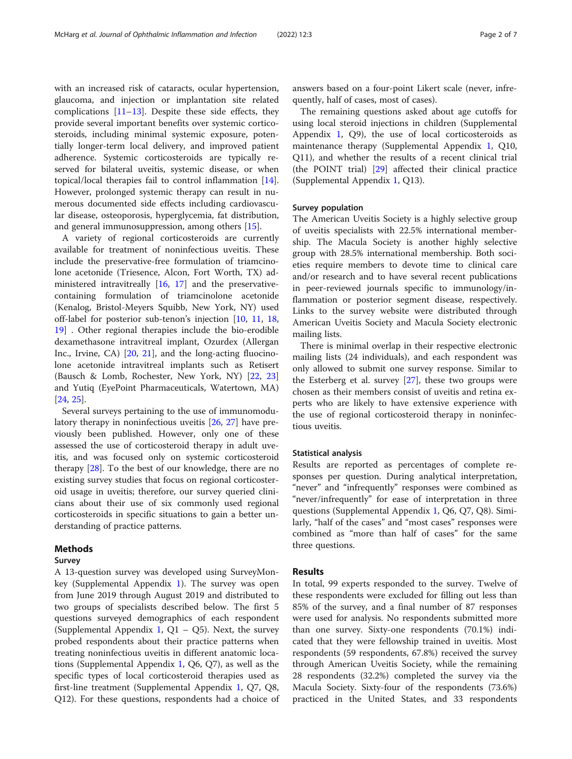with an increased risk of cataracts, ocular hypertension, glaucoma, and injection or implantation site related complications [11–13]. Despite these side effects, they provide several important benefits over systemic corticosteroids, including minimal systemic exposure, potentially longer-term local delivery, and improved patient adherence. Systemic corticosteroids are typically reserved for bilateral uveitis, systemic disease, or when topical/local therapies fail to control inflammation [14]. However, prolonged systemic therapy can result in numerous documented side effects including cardiovascular disease, osteoporosis, hyperglycemia, fat distribution, and general immunosuppression, among others [15].

A variety of regional corticosteroids are currently available for treatment of noninfectious uveitis. These include the preservative-free formulation of triamcinolone acetonide (Triesence, Alcon, Fort Worth, TX) administered intravitreally [16, 17] and the preservative-containing formulation of triamcinolone acetonide (Kenalog, Bristol-Meyers Squibb, New York, NY) used off-label for posterior sub-tenon's injection [10, 11, 18, 19] . Other regional therapies include the bio-erodible dexamethasone intravitreal implant, Ozurdex (Allergan Inc., Irvine, CA) [20, 21], and the long-acting fluocinolone acetonide intravitreal implants such as Retisert (Bausch & Lomb, Rochester, New York, NY) [22, 23] and Yutiq (EyePoint Pharmaceuticals, Watertown, MA) [24, 25].

Several surveys pertaining to the use of immunomodulatory therapy in noninfectious uveitis [26, 27] have previously been published. However, only one of these assessed the use of corticosteroid therapy in adult uveitis, and was focused only on systemic corticosteroid therapy [28]. To the best of our knowledge, there are no existing survey studies that focus on regional corticosteroid usage in uveitis; therefore, our survey queried clinicians about their use of six commonly used regional corticosteroids in specific situations to gain a better understanding of practice patterns.

## Methods

### Survey

A 13-question survey was developed using SurveyMonkey (Supplemental Appendix 1). The survey was open from June 2019 through August 2019 and distributed to two groups of specialists described below. The first 5 questions surveyed demographics of each respondent (Supplemental Appendix 1, Q1 – Q5). Next, the survey probed respondents about their practice patterns when treating noninfectious uveitis in different anatomic locations (Supplemental Appendix 1, Q6, Q7), as well as the specific types of local corticosteroid therapies used as first-line treatment (Supplemental Appendix 1, Q7, Q8, Q12). For these questions, respondents had a choice of answers based on a four-point Likert scale (never, infrequently, half of cases, most of cases).

The remaining questions asked about age cutoffs for using local steroid injections in children (Supplemental Appendix 1, Q9), the use of local corticosteroids as maintenance therapy (Supplemental Appendix 1, Q10, Q11), and whether the results of a recent clinical trial (the POINT trial) [29] affected their clinical practice (Supplemental Appendix 1, Q13).

### Survey population

The American Uveitis Society is a highly selective group of uveitis specialists with 22.5% international membership. The Macula Society is another highly selective group with 28.5% international membership. Both societies require members to devote time to clinical care and/or research and to have several recent publications in peer-reviewed journals specific to immunology/inflammation or posterior segment disease, respectively. Links to the survey website were distributed through American Uveitis Society and Macula Society electronic mailing lists.

There is minimal overlap in their respective electronic mailing lists (24 individuals), and each respondent was only allowed to submit one survey response. Similar to the Esterberg et al. survey [27], these two groups were chosen as their members consist of uveitis and retina experts who are likely to have extensive experience with the use of regional corticosteroid therapy in noninfectious uveitis.

### Statistical analysis

Results are reported as percentages of complete responses per question. During analytical interpretation, "never" and "infrequently" responses were combined as "never/infrequently" for ease of interpretation in three questions (Supplemental Appendix 1, Q6, Q7, Q8). Similarly, "half of the cases" and "most cases" responses were combined as "more than half of cases" for the same three questions.

## Results

In total, 99 experts responded to the survey. Twelve of these respondents were excluded for filling out less than 85% of the survey, and a final number of 87 responses were used for analysis. No respondents submitted more than one survey. Sixty-one respondents (70.1%) indicated that they were fellowship trained in uveitis. Most respondents (59 respondents, 67.8%) received the survey through American Uveitis Society, while the remaining 28 respondents (32.2%) completed the survey via the Macula Society. Sixty-four of the respondents (73.6%) practiced in the United States, and 33 respondents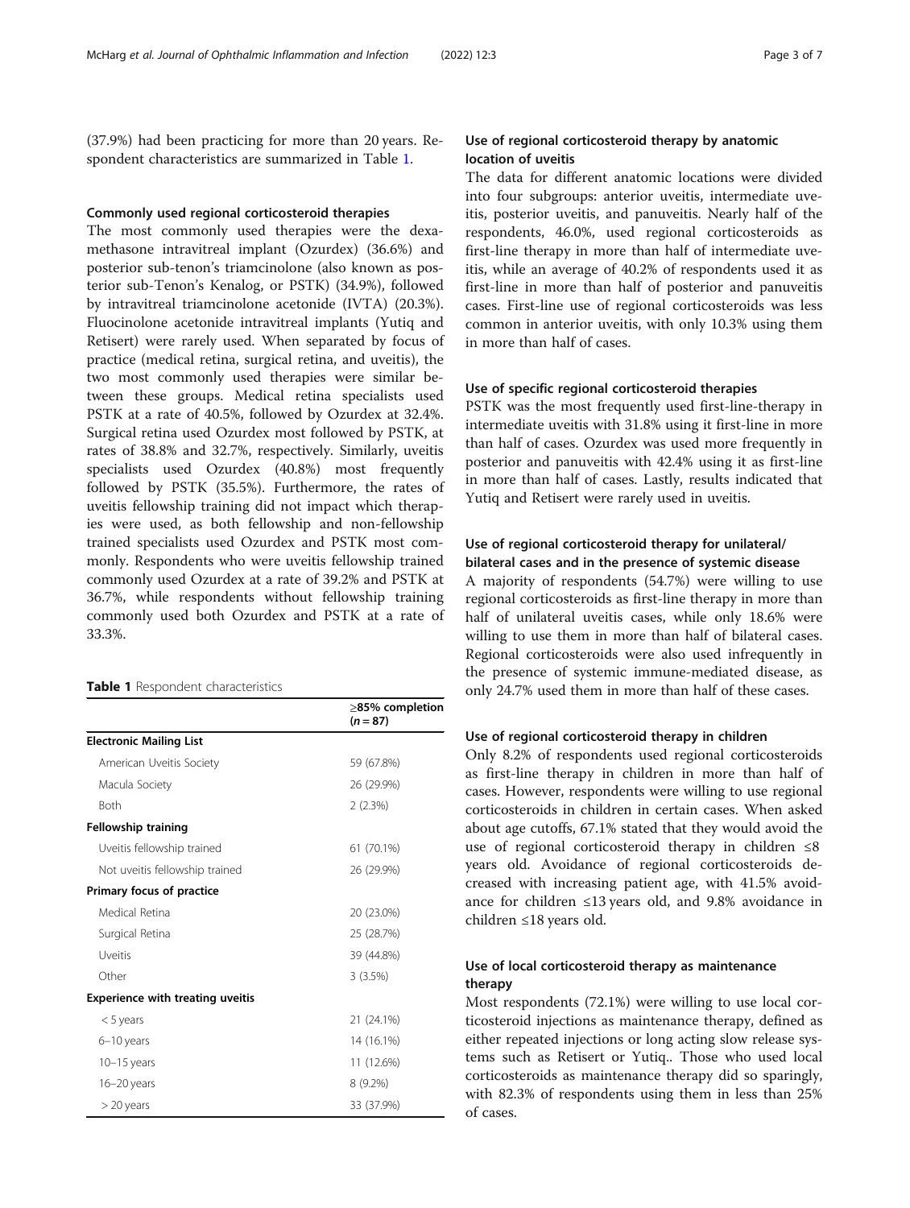(37.9%) had been practicing for more than 20 years. Respondent characteristics are summarized in Table 1.

### Commonly used regional corticosteroid therapies

The most commonly used therapies were the dexamethasone intravitreal implant (Ozurdex) (36.6%) and posterior sub-tenon's triamcinolone (also known as posterior sub-Tenon's Kenalog, or PSTK) (34.9%), followed by intravitreal triamcinolone acetonide (IVTA) (20.3%). Fluocinolone acetonide intravitreal implants (Yutiq and Retisert) were rarely used. When separated by focus of practice (medical retina, surgical retina, and uveitis), the two most commonly used therapies were similar between these groups. Medical retina specialists used PSTK at a rate of 40.5%, followed by Ozurdex at 32.4%. Surgical retina used Ozurdex most followed by PSTK, at rates of 38.8% and 32.7%, respectively. Similarly, uveitis specialists used Ozurdex (40.8%) most frequently followed by PSTK (35.5%). Furthermore, the rates of uveitis fellowship training did not impact which therapies were used, as both fellowship and non-fellowship trained specialists used Ozurdex and PSTK most commonly. Respondents who were uveitis fellowship trained commonly used Ozurdex at a rate of 39.2% and PSTK at 36.7%, while respondents without fellowship training commonly used both Ozurdex and PSTK at a rate of 33.3%.

**Table 1** Respondent characteristics

| | ≥85% completion ($n = 87$) |
|---|---|
| **Electronic Mailing List** | |
| American Uveitis Society | 59 (67.8%) |
| Macula Society | 26 (29.9%) |
| Both | 2 (2.3%) |
| **Fellowship training** | |
| Uveitis fellowship trained | 61 (70.1%) |
| Not uveitis fellowship trained | 26 (29.9%) |
| **Primary focus of practice** | |
| Medical Retina | 20 (23.0%) |
| Surgical Retina | 25 (28.7%) |
| Uveitis | 39 (44.8%) |
| Other | 3 (3.5%) |
| **Experience with treating uveitis** | |
| < 5 years | 21 (24.1%) |
| 6–10 years | 14 (16.1%) |
| 10–15 years | 11 (12.6%) |
| 16–20 years | 8 (9.2%) |
| > 20 years | 33 (37.9%) |

### Use of regional corticosteroid therapy by anatomic location of uveitis

The data for different anatomic locations were divided into four subgroups: anterior uveitis, intermediate uveitis, posterior uveitis, and panuveitis. Nearly half of the respondents, 46.0%, used regional corticosteroids as first-line therapy in more than half of intermediate uveitis, while an average of 40.2% of respondents used it as first-line in more than half of posterior and panuveitis cases. First-line use of regional corticosteroids was less common in anterior uveitis, with only 10.3% using them in more than half of cases.

### Use of specific regional corticosteroid therapies

PSTK was the most frequently used first-line-therapy in intermediate uveitis with 31.8% using it first-line in more than half of cases. Ozurdex was used more frequently in posterior and panuveitis with 42.4% using it as first-line in more than half of cases. Lastly, results indicated that Yutiq and Retisert were rarely used in uveitis.

### Use of regional corticosteroid therapy for unilateral/bilateral cases and in the presence of systemic disease

A majority of respondents (54.7%) were willing to use regional corticosteroids as first-line therapy in more than half of unilateral uveitis cases, while only 18.6% were willing to use them in more than half of bilateral cases. Regional corticosteroids were also used infrequently in the presence of systemic immune-mediated disease, as only 24.7% used them in more than half of these cases.

### Use of regional corticosteroid therapy in children

Only 8.2% of respondents used regional corticosteroids as first-line therapy in children in more than half of cases. However, respondents were willing to use regional corticosteroids in children in certain cases. When asked about age cutoffs, 67.1% stated that they would avoid the use of regional corticosteroid therapy in children ≤8 years old. Avoidance of regional corticosteroids decreased with increasing patient age, with 41.5% avoidance for children ≤13 years old, and 9.8% avoidance in children ≤18 years old.

### Use of local corticosteroid therapy as maintenance therapy

Most respondents (72.1%) were willing to use local corticosteroid injections as maintenance therapy, defined as either repeated injections or long acting slow release systems such as Retisert or Yutiq.. Those who used local corticosteroids as maintenance therapy did so sparingly, with 82.3% of respondents using them in less than 25% of cases.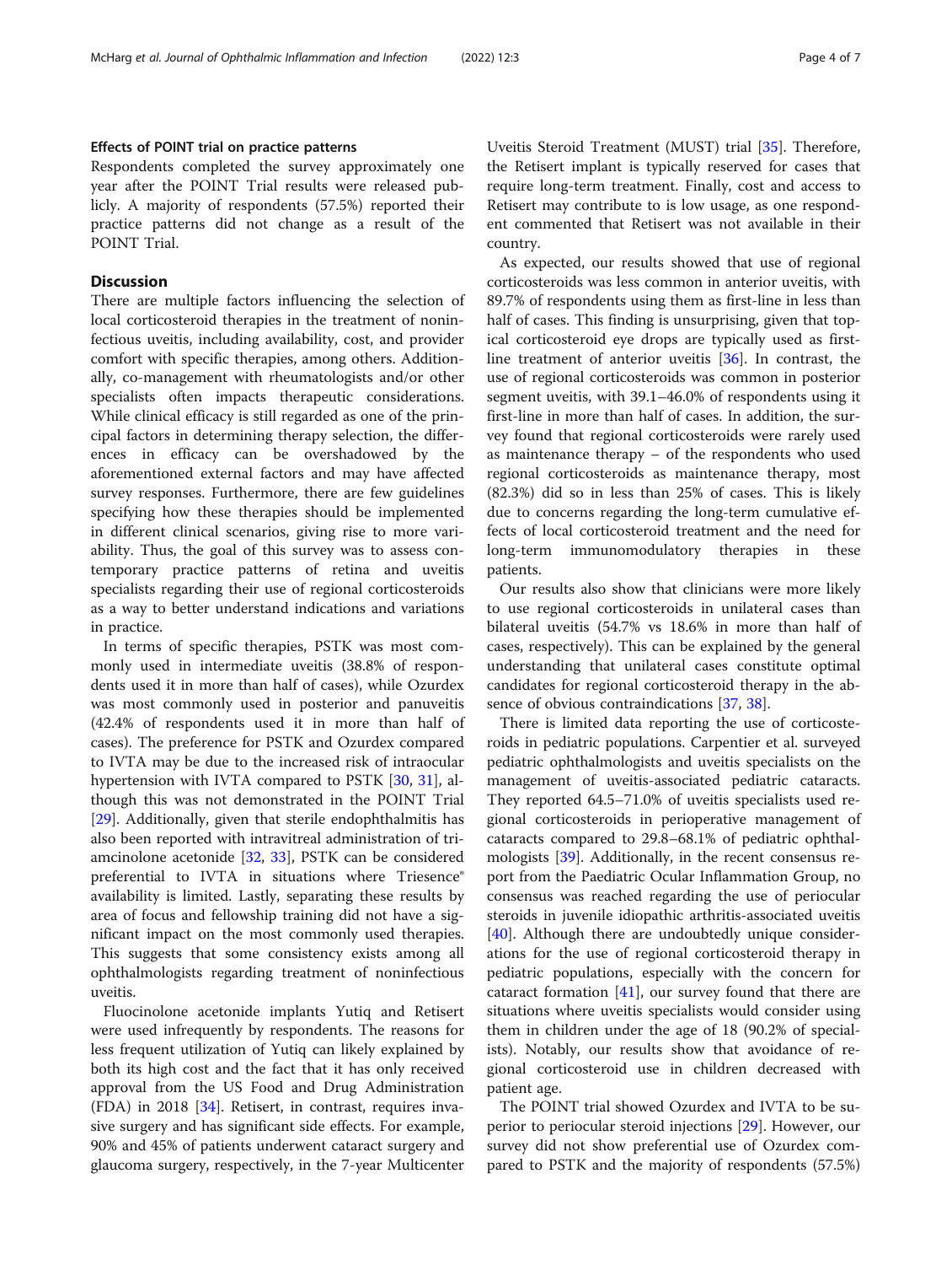**Effects of POINT trial on practice patterns**

Respondents completed the survey approximately one year after the POINT Trial results were released publicly. A majority of respondents (57.5%) reported their practice patterns did not change as a result of the POINT Trial.

## Discussion

There are multiple factors influencing the selection of local corticosteroid therapies in the treatment of noninfectious uveitis, including availability, cost, and provider comfort with specific therapies, among others. Additionally, co-management with rheumatologists and/or other specialists often impacts therapeutic considerations. While clinical efficacy is still regarded as one of the principal factors in determining therapy selection, the differences in efficacy can be overshadowed by the aforementioned external factors and may have affected survey responses. Furthermore, there are few guidelines specifying how these therapies should be implemented in different clinical scenarios, giving rise to more variability. Thus, the goal of this survey was to assess contemporary practice patterns of retina and uveitis specialists regarding their use of regional corticosteroids as a way to better understand indications and variations in practice.

In terms of specific therapies, PSTK was most commonly used in intermediate uveitis (38.8% of respondents used it in more than half of cases), while Ozurdex was most commonly used in posterior and panuveitis (42.4% of respondents used it in more than half of cases). The preference for PSTK and Ozurdex compared to IVTA may be due to the increased risk of intraocular hypertension with IVTA compared to PSTK [30, 31], although this was not demonstrated in the POINT Trial [29]. Additionally, given that sterile endophthalmitis has also been reported with intravitreal administration of triamcinolone acetonide [32, 33], PSTK can be considered preferential to IVTA in situations where Triesence® availability is limited. Lastly, separating these results by area of focus and fellowship training did not have a significant impact on the most commonly used therapies. This suggests that some consistency exists among all ophthalmologists regarding treatment of noninfectious uveitis.

Fluocinolone acetonide implants Yutiq and Retisert were used infrequently by respondents. The reasons for less frequent utilization of Yutiq can likely explained by both its high cost and the fact that it has only received approval from the US Food and Drug Administration (FDA) in 2018 [34]. Retisert, in contrast, requires invasive surgery and has significant side effects. For example, 90% and 45% of patients underwent cataract surgery and glaucoma surgery, respectively, in the 7-year Multicenter Uveitis Steroid Treatment (MUST) trial [35]. Therefore, the Retisert implant is typically reserved for cases that require long-term treatment. Finally, cost and access to Retisert may contribute to is low usage, as one respondent commented that Retisert was not available in their country.

As expected, our results showed that use of regional corticosteroids was less common in anterior uveitis, with 89.7% of respondents using them as first-line in less than half of cases. This finding is unsurprising, given that topical corticosteroid eye drops are typically used as first-line treatment of anterior uveitis [36]. In contrast, the use of regional corticosteroids was common in posterior segment uveitis, with 39.1–46.0% of respondents using it first-line in more than half of cases. In addition, the survey found that regional corticosteroids were rarely used as maintenance therapy – of the respondents who used regional corticosteroids as maintenance therapy, most (82.3%) did so in less than 25% of cases. This is likely due to concerns regarding the long-term cumulative effects of local corticosteroid treatment and the need for long-term immunomodulatory therapies in these patients.

Our results also show that clinicians were more likely to use regional corticosteroids in unilateral cases than bilateral uveitis (54.7% vs 18.6% in more than half of cases, respectively). This can be explained by the general understanding that unilateral cases constitute optimal candidates for regional corticosteroid therapy in the absence of obvious contraindications [37, 38].

There is limited data reporting the use of corticosteroids in pediatric populations. Carpentier et al. surveyed pediatric ophthalmologists and uveitis specialists on the management of uveitis-associated pediatric cataracts. They reported 64.5–71.0% of uveitis specialists used regional corticosteroids in perioperative management of cataracts compared to 29.8–68.1% of pediatric ophthalmologists [39]. Additionally, in the recent consensus report from the Paediatric Ocular Inflammation Group, no consensus was reached regarding the use of periocular steroids in juvenile idiopathic arthritis-associated uveitis [40]. Although there are undoubtedly unique considerations for the use of regional corticosteroid therapy in pediatric populations, especially with the concern for cataract formation [41], our survey found that there are situations where uveitis specialists would consider using them in children under the age of 18 (90.2% of specialists). Notably, our results show that avoidance of regional corticosteroid use in children decreased with patient age.

The POINT trial showed Ozurdex and IVTA to be superior to periocular steroid injections [29]. However, our survey did not show preferential use of Ozurdex compared to PSTK and the majority of respondents (57.5%)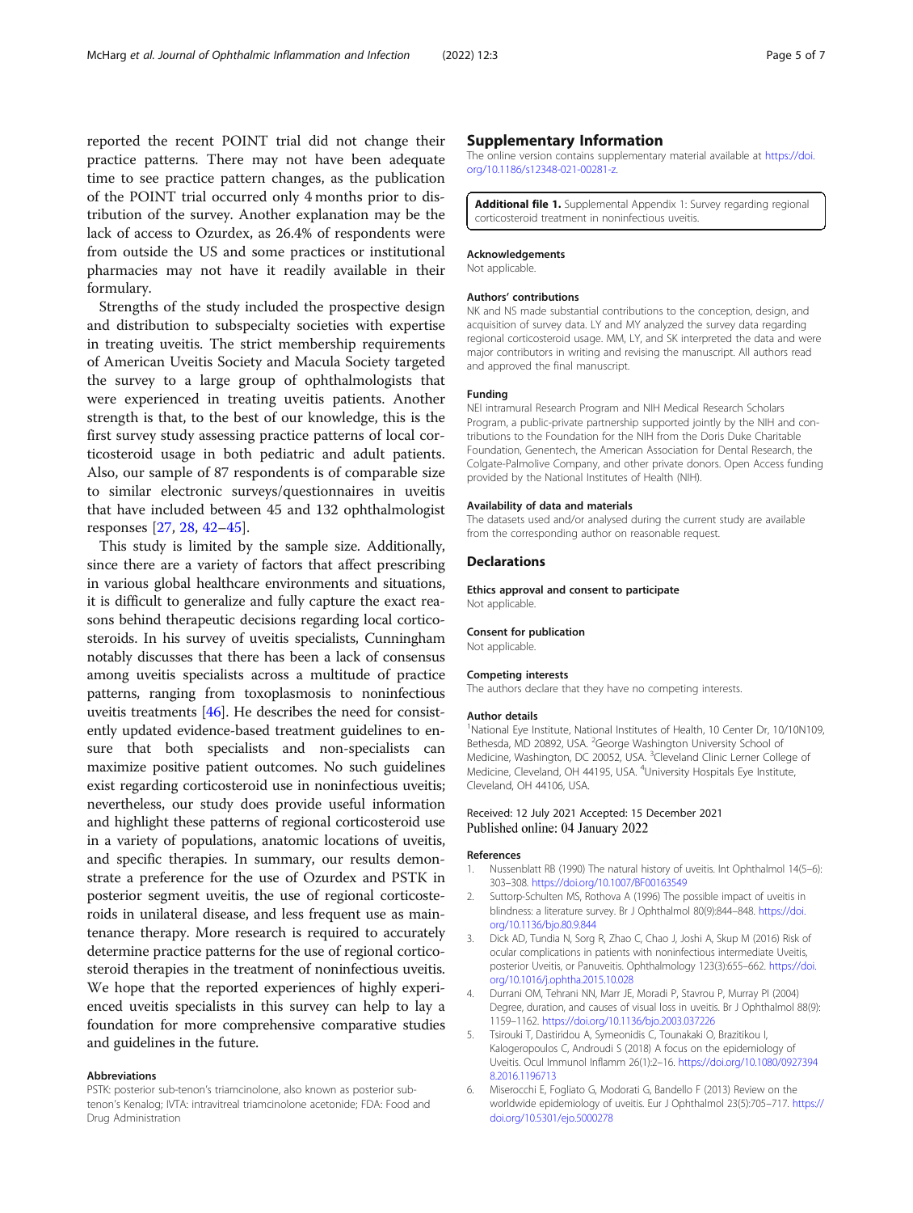reported the recent POINT trial did not change their practice patterns. There may not have been adequate time to see practice pattern changes, as the publication of the POINT trial occurred only 4 months prior to distribution of the survey. Another explanation may be the lack of access to Ozurdex, as 26.4% of respondents were from outside the US and some practices or institutional pharmacies may not have it readily available in their formulary.

Strengths of the study included the prospective design and distribution to subspecialty societies with expertise in treating uveitis. The strict membership requirements of American Uveitis Society and Macula Society targeted the survey to a large group of ophthalmologists that were experienced in treating uveitis patients. Another strength is that, to the best of our knowledge, this is the first survey study assessing practice patterns of local corticosteroid usage in both pediatric and adult patients. Also, our sample of 87 respondents is of comparable size to similar electronic surveys/questionnaires in uveitis that have included between 45 and 132 ophthalmologist responses [27, 28, 42–45].

This study is limited by the sample size. Additionally, since there are a variety of factors that affect prescribing in various global healthcare environments and situations, it is difficult to generalize and fully capture the exact reasons behind therapeutic decisions regarding local corticosteroids. In his survey of uveitis specialists, Cunningham notably discusses that there has been a lack of consensus among uveitis specialists across a multitude of practice patterns, ranging from toxoplasmosis to noninfectious uveitis treatments [46]. He describes the need for consistently updated evidence-based treatment guidelines to ensure that both specialists and non-specialists can maximize positive patient outcomes. No such guidelines exist regarding corticosteroid use in noninfectious uveitis; nevertheless, our study does provide useful information and highlight these patterns of regional corticosteroid use in a variety of populations, anatomic locations of uveitis, and specific therapies. In summary, our results demonstrate a preference for the use of Ozurdex and PSTK in posterior segment uveitis, the use of regional corticosteroids in unilateral disease, and less frequent use as maintenance therapy. More research is required to accurately determine practice patterns for the use of regional corticosteroid therapies in the treatment of noninfectious uveitis. We hope that the reported experiences of highly experienced uveitis specialists in this survey can help to lay a foundation for more comprehensive comparative studies and guidelines in the future.

#### Abbreviations

PSTK: posterior sub-tenon's triamcinolone, also known as posterior sub-tenon's Kenalog; IVTA: intravitreal triamcinolone acetonide; FDA: Food and Drug Administration

## Supplementary Information

The online version contains supplementary material available at https://doi.org/10.1186/s12348-021-00281-z.

**Additional file 1.** Supplemental Appendix 1: Survey regarding regional corticosteroid treatment in noninfectious uveitis.

#### Acknowledgements

Not applicable.

#### Authors' contributions

NK and NS made substantial contributions to the conception, design, and acquisition of survey data. LY and MY analyzed the survey data regarding regional corticosteroid usage. MM, LY, and SK interpreted the data and were major contributors in writing and revising the manuscript. All authors read and approved the final manuscript.

#### Funding

NEI intramural Research Program and NIH Medical Research Scholars Program, a public-private partnership supported jointly by the NIH and contributions to the Foundation for the NIH from the Doris Duke Charitable Foundation, Genentech, the American Association for Dental Research, the Colgate-Palmolive Company, and other private donors. Open Access funding provided by the National Institutes of Health (NIH).

#### Availability of data and materials

The datasets used and/or analysed during the current study are available from the corresponding author on reasonable request.

## Declarations

#### Ethics approval and consent to participate

Not applicable.

#### Consent for publication

Not applicable.

#### Competing interests

The authors declare that they have no competing interests.

#### Author details

[1]National Eye Institute, National Institutes of Health, 10 Center Dr, 10/10N109, Bethesda, MD 20892, USA. [2]George Washington University School of Medicine, Washington, DC 20052, USA. [3]Cleveland Clinic Lerner College of Medicine, Cleveland, OH 44195, USA. [4]University Hospitals Eye Institute, Cleveland, OH 44106, USA.

Received: 12 July 2021 Accepted: 15 December 2021
Published online: 04 January 2022

#### References

1. Nussenblatt RB (1990) The natural history of uveitis. Int Ophthalmol 14(5–6): 303–308. https://doi.org/10.1007/BF00163549
2. Suttorp-Schulten MS, Rothova A (1996) The possible impact of uveitis in blindness: a literature survey. Br J Ophthalmol 80(9):844–848. https://doi.org/10.1136/bjo.80.9.844
3. Dick AD, Tundia N, Sorg R, Zhao C, Chao J, Joshi A, Skup M (2016) Risk of ocular complications in patients with noninfectious intermediate Uveitis, posterior Uveitis, or Panuveitis. Ophthalmology 123(3):655–662. https://doi.org/10.1016/j.ophtha.2015.10.028
4. Durrani OM, Tehrani NN, Marr JE, Moradi P, Stavrou P, Murray PI (2004) Degree, duration, and causes of visual loss in uveitis. Br J Ophthalmol 88(9): 1159–1162. https://doi.org/10.1136/bjo.2003.037226
5. Tsirouki T, Dastiridou A, Symeonidis C, Tounakaki O, Brazitikou I, Kalogeropoulos C, Androudi S (2018) A focus on the epidemiology of Uveitis. Ocul Immunol Inflamm 26(1):2–16. https://doi.org/10.1080/09273948.2016.1196713
6. Miserocchi E, Fogliato G, Modorati G, Bandello F (2013) Review on the worldwide epidemiology of uveitis. Eur J Ophthalmol 23(5):705–717. https://doi.org/10.5301/ejo.5000278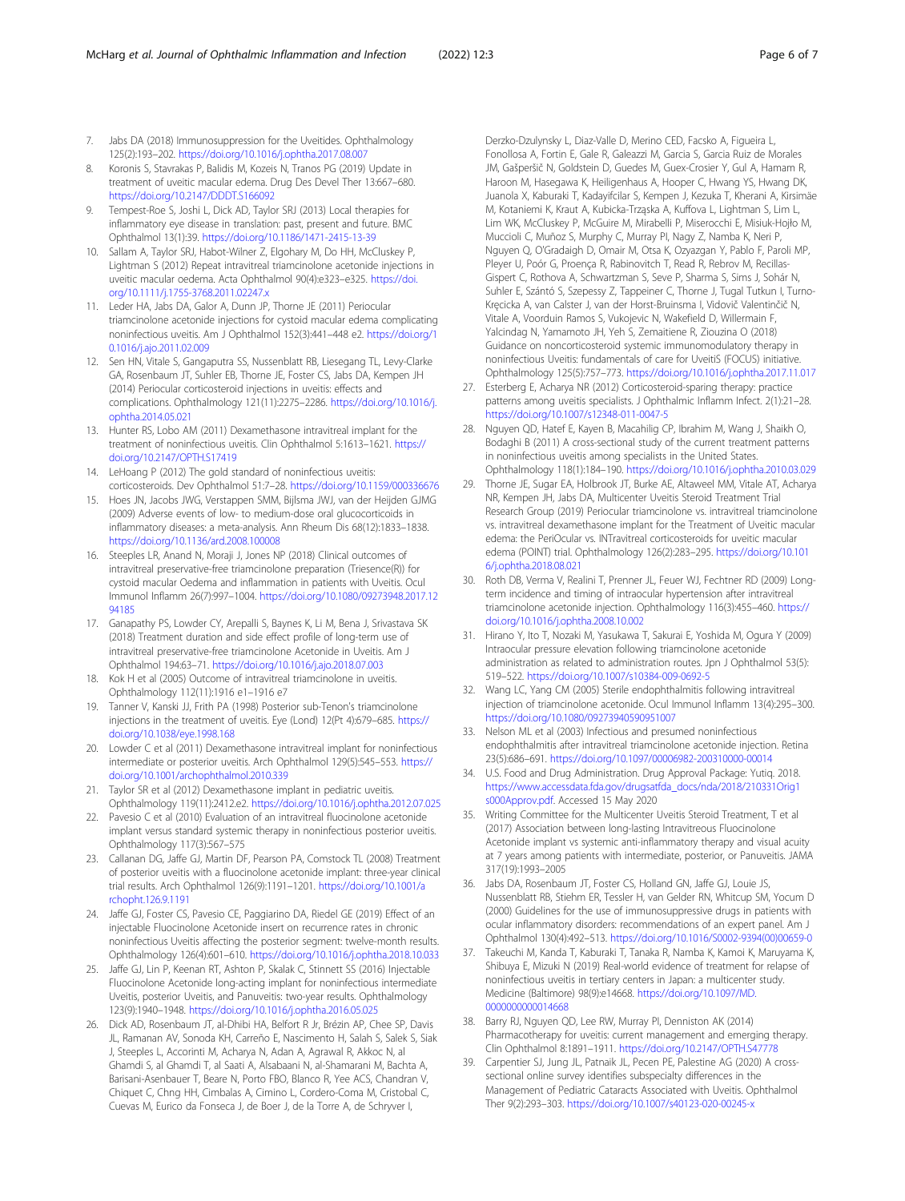7. Jabs DA (2018) Immunosuppression for the Uveitides. Ophthalmology 125(2):193–202. https://doi.org/10.1016/j.ophtha.2017.08.007
8. Koronis S, Stavrakas P, Balidis M, Kozeis N, Tranos PG (2019) Update in treatment of uveitic macular edema. Drug Des Devel Ther 13:667–680. https://doi.org/10.2147/DDDT.S166092
9. Tempest-Roe S, Joshi L, Dick AD, Taylor SRJ (2013) Local therapies for inflammatory eye disease in translation: past, present and future. BMC Ophthalmol 13(1):39. https://doi.org/10.1186/1471-2415-13-39
10. Sallam A, Taylor SRJ, Habot-Wilner Z, Elgohary M, Do HH, McCluskey P, Lightman S (2012) Repeat intravitreal triamcinolone acetonide injections in uveitic macular oedema. Acta Ophthalmol 90(4):e323–e325. https://doi.org/10.1111/j.1755-3768.2011.02247.x
11. Leder HA, Jabs DA, Galor A, Dunn JP, Thorne JE (2011) Periocular triamcinolone acetonide injections for cystoid macular edema complicating noninfectious uveitis. Am J Ophthalmol 152(3):441–448 e2. https://doi.org/10.1016/j.ajo.2011.02.009
12. Sen HN, Vitale S, Gangaputra SS, Nussenblatt RB, Liesegang TL, Levy-Clarke GA, Rosenbaum JT, Suhler EB, Thorne JE, Foster CS, Jabs DA, Kempen JH (2014) Periocular corticosteroid injections in uveitis: effects and complications. Ophthalmology 121(11):2275–2286. https://doi.org/10.1016/j.ophtha.2014.05.021
13. Hunter RS, Lobo AM (2011) Dexamethasone intravitreal implant for the treatment of noninfectious uveitis. Clin Ophthalmol 5:1613–1621. https://doi.org/10.2147/OPTH.S17419
14. LeHoang P (2012) The gold standard of noninfectious uveitis: corticosteroids. Dev Ophthalmol 51:7–28. https://doi.org/10.1159/000336676
15. Hoes JN, Jacobs JWG, Verstappen SMM, Bijlsma JWJ, van der Heijden GJMG (2009) Adverse events of low- to medium-dose oral glucocorticoids in inflammatory diseases: a meta-analysis. Ann Rheum Dis 68(12):1833–1838. https://doi.org/10.1136/ard.2008.100008
16. Steeples LR, Anand N, Moraji J, Jones NP (2018) Clinical outcomes of intravitreal preservative-free triamcinolone preparation (Triesence(R)) for cystoid macular Oedema and inflammation in patients with Uveitis. Ocul Immunol Inflamm 26(7):997–1004. https://doi.org/10.1080/09273948.2017.1294185
17. Ganapathy PS, Lowder CY, Arepalli S, Baynes K, Li M, Bena J, Srivastava SK (2018) Treatment duration and side effect profile of long-term use of intravitreal preservative-free triamcinolone Acetonide in Uveitis. Am J Ophthalmol 194:63–71. https://doi.org/10.1016/j.ajo.2018.07.003
18. Kok H et al (2005) Outcome of intravitreal triamcinolone in uveitis. Ophthalmology 112(11):1916 e1–1916 e7
19. Tanner V, Kanski JJ, Frith PA (1998) Posterior sub-Tenon's triamcinolone injections in the treatment of uveitis. Eye (Lond) 12(Pt 4):679–685. https://doi.org/10.1038/eye.1998.168
20. Lowder C et al (2011) Dexamethasone intravitreal implant for noninfectious intermediate or posterior uveitis. Arch Ophthalmol 129(5):545–553. https://doi.org/10.1001/archophthalmol.2010.339
21. Taylor SR et al (2012) Dexamethasone implant in pediatric uveitis. Ophthalmology 119(11):2412.e2. https://doi.org/10.1016/j.ophtha.2012.07.025
22. Pavesio C et al (2010) Evaluation of an intravitreal fluocinolone acetonide implant versus standard systemic therapy in noninfectious posterior uveitis. Ophthalmology 117(3):567–575
23. Callanan DG, Jaffe GJ, Martin DF, Pearson PA, Comstock TL (2008) Treatment of posterior uveitis with a fluocinolone acetonide implant: three-year clinical trial results. Arch Ophthalmol 126(9):1191–1201. https://doi.org/10.1001/archopht.126.9.1191
24. Jaffe GJ, Foster CS, Pavesio CE, Paggiarino DA, Riedel GE (2019) Effect of an injectable Fluocinolone Acetonide insert on recurrence rates in chronic noninfectious Uveitis affecting the posterior segment: twelve-month results. Ophthalmology 126(4):601–610. https://doi.org/10.1016/j.ophtha.2018.10.033
25. Jaffe GJ, Lin P, Keenan RT, Ashton P, Skalak C, Stinnett SS (2016) Injectable Fluocinolone Acetonide long-acting implant for noninfectious intermediate Uveitis, posterior Uveitis, and Panuveitis: two-year results. Ophthalmology 123(9):1940–1948. https://doi.org/10.1016/j.ophtha.2016.05.025
26. Dick AD, Rosenbaum JT, al-Dhibi HA, Belfort R Jr, Brézin AP, Chee SP, Davis JL, Ramanan AV, Sonoda KH, Carreño E, Nascimento H, Salah S, Salek S, Siak J, Steeples L, Accorinti M, Acharya N, Adan A, Agrawal R, Akkoc N, al Ghamdi S, al Ghamdi T, al Saati A, Alsabaani N, al-Shamarani M, Bachta A, Barisani-Asenbauer T, Beare N, Porto FBO, Blanco R, Yee ACS, Chandran V, Chiquet C, Chng HH, Cimbalas A, Cimino L, Cordero-Coma M, Cristobal C, Cuevas M, Eurico da Fonseca J, de Boer J, de la Torre A, de Schryver I, Derzko-Dzulynsky L, Diaz-Valle D, Merino CED, Facsko A, Figueira L, Fonollosa A, Fortin E, Gale R, Galeazzi M, Garcia S, Garcia Ruiz de Morales JM, Gašperšič N, Goldstein D, Guedes M, Guex-Crosier Y, Gul A, Hamam R, Haroon M, Hasegawa K, Heiligenhaus A, Hooper C, Hwang YS, Hwang DK, Juanola X, Kaburaki T, Kadayifcilar S, Kempen J, Kezuka T, Kherani A, Kirsimäe M, Kotaniemi K, Kraut A, Kubicka-Trząska A, Kuffova L, Lightman S, Lim L, Lim WK, McCluskey P, McGuire M, Mirabelli P, Miserocchi E, Misiuk-Hojło M, Muccioli C, Muñoz S, Murphy C, Murray PI, Nagy Z, Namba K, Neri P, Nguyen Q, O'Gradaigh D, Omair M, Otsa K, Ozyazgan Y, Pablo F, Paroli MP, Pleyer U, Poór G, Proença R, Rabinovitch T, Read R, Rebrov M, Recillas-Gispert C, Rothova A, Schwartzman S, Seve P, Sharma S, Sims J, Sohár N, Suhler E, Szántó S, Szepessy Z, Tappeiner C, Thorne J, Tugal Tutkun I, Turno-Kręcicka A, van Calster J, van der Horst-Bruinsma I, Vidovič Valentinčič N, Vitale A, Voorduin Ramos S, Vukojevic N, Wakefield D, Willermain F, Yalcindag N, Yamamoto JH, Yeh S, Zemaitiene R, Ziouzina O (2018) Guidance on noncorticosteroid systemic immunomodulatory therapy in noninfectious Uveitis: fundamentals of care for UveitiS (FOCUS) initiative. Ophthalmology 125(5):757–773. https://doi.org/10.1016/j.ophtha.2017.11.017
27. Esterberg E, Acharya NR (2012) Corticosteroid-sparing therapy: practice patterns among uveitis specialists. J Ophthalmic Inflamm Infect. 2(1):21–28. https://doi.org/10.1007/s12348-011-0047-5
28. Nguyen QD, Hatef E, Kayen B, Macahilig CP, Ibrahim M, Wang J, Shaikh O, Bodaghi B (2011) A cross-sectional study of the current treatment patterns in noninfectious uveitis among specialists in the United States. Ophthalmology 118(1):184–190. https://doi.org/10.1016/j.ophtha.2010.03.029
29. Thorne JE, Sugar EA, Holbrook JT, Burke AE, Altaweel MM, Vitale AT, Acharya NR, Kempen JH, Jabs DA, Multicenter Uveitis Steroid Treatment Trial Research Group (2019) Periocular triamcinolone vs. intravitreal triamcinolone vs. intravitreal dexamethasone implant for the Treatment of Uveitic macular edema: the PeriOcular vs. INTravitreal corticosteroids for uveitic macular edema (POINT) trial. Ophthalmology 126(2):283–295. https://doi.org/10.1016/j.ophtha.2018.08.021
30. Roth DB, Verma V, Realini T, Prenner JL, Feuer WJ, Fechtner RD (2009) Long-term incidence and timing of intraocular hypertension after intravitreal triamcinolone acetonide injection. Ophthalmology 116(3):455–460. https://doi.org/10.1016/j.ophtha.2008.10.002
31. Hirano Y, Ito T, Nozaki M, Yasukawa T, Sakurai E, Yoshida M, Ogura Y (2009) Intraocular pressure elevation following triamcinolone acetonide administration as related to administration routes. Jpn J Ophthalmol 53(5):519–522. https://doi.org/10.1007/s10384-009-0692-5
32. Wang LC, Yang CM (2005) Sterile endophthalmitis following intravitreal injection of triamcinolone acetonide. Ocul Immunol Inflamm 13(4):295–300. https://doi.org/10.1080/09273940590951007
33. Nelson ML et al (2003) Infectious and presumed noninfectious endophthalmitis after intravitreal triamcinolone acetonide injection. Retina 23(5):686–691. https://doi.org/10.1097/00006982-200310000-00014
34. U.S. Food and Drug Administration. Drug Approval Package: Yutiq. 2018. https://www.accessdata.fda.gov/drugsatfda_docs/nda/2018/210331Orig1s000Approv.pdf. Accessed 15 May 2020
35. Writing Committee for the Multicenter Uveitis Steroid Treatment, T et al (2017) Association between long-lasting Intravitreous Fluocinolone Acetonide implant vs systemic anti-inflammatory therapy and visual acuity at 7 years among patients with intermediate, posterior, or Panuveitis. JAMA 317(19):1993–2005
36. Jabs DA, Rosenbaum JT, Foster CS, Holland GN, Jaffe GJ, Louie JS, Nussenblatt RB, Stiehm ER, Tessler H, van Gelder RN, Whitcup SM, Yocum D (2000) Guidelines for the use of immunosuppressive drugs in patients with ocular inflammatory disorders: recommendations of an expert panel. Am J Ophthalmol 130(4):492–513. https://doi.org/10.1016/S0002-9394(00)00659-0
37. Takeuchi M, Kanda T, Kaburaki T, Tanaka R, Namba K, Kamoi K, Maruyama K, Shibuya E, Mizuki N (2019) Real-world evidence of treatment for relapse of noninfectious uveitis in tertiary centers in Japan: a multicenter study. Medicine (Baltimore) 98(9):e14668. https://doi.org/10.1097/MD.0000000000014668
38. Barry RJ, Nguyen QD, Lee RW, Murray PI, Denniston AK (2014) Pharmacotherapy for uveitis: current management and emerging therapy. Clin Ophthalmol 8:1891–1911. https://doi.org/10.2147/OPTH.S47778
39. Carpentier SJ, Jung JL, Patnaik JL, Pecen PE, Palestine AG (2020) A cross-sectional online survey identifies subspecialty differences in the Management of Pediatric Cataracts Associated with Uveitis. Ophthalmol Ther 9(2):293–303. https://doi.org/10.1007/s40123-020-00245-x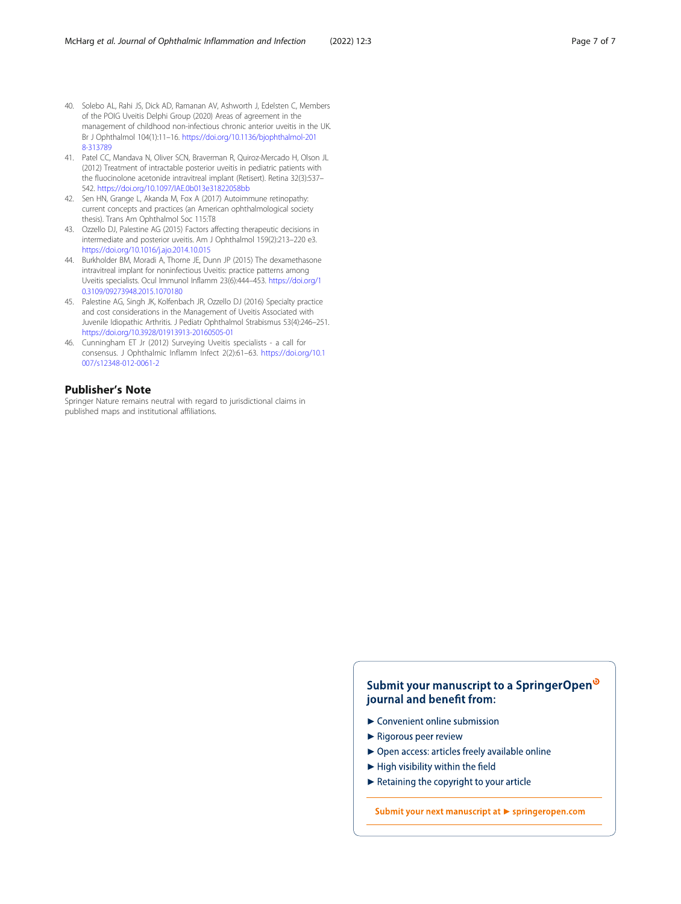40. Solebo AL, Rahi JS, Dick AD, Ramanan AV, Ashworth J, Edelsten C, Members of the POIG Uveitis Delphi Group (2020) Areas of agreement in the management of childhood non-infectious chronic anterior uveitis in the UK. Br J Ophthalmol 104(1):11–16. https://doi.org/10.1136/bjophthalmol-2018-313789
41. Patel CC, Mandava N, Oliver SCN, Braverman R, Quiroz-Mercado H, Olson JL (2012) Treatment of intractable posterior uveitis in pediatric patients with the fluocinolone acetonide intravitreal implant (Retisert). Retina 32(3):537–542. https://doi.org/10.1097/IAE.0b013e31822058bb
42. Sen HN, Grange L, Akanda M, Fox A (2017) Autoimmune retinopathy: current concepts and practices (an American ophthalmological society thesis). Trans Am Ophthalmol Soc 115:T8
43. Ozzello DJ, Palestine AG (2015) Factors affecting therapeutic decisions in intermediate and posterior uveitis. Am J Ophthalmol 159(2):213–220 e3. https://doi.org/10.1016/j.ajo.2014.10.015
44. Burkholder BM, Moradi A, Thorne JE, Dunn JP (2015) The dexamethasone intravitreal implant for noninfectious Uveitis: practice patterns among Uveitis specialists. Ocul Immunol Inflamm 23(6):444–453. https://doi.org/10.3109/09273948.2015.1070180
45. Palestine AG, Singh JK, Kolfenbach JR, Ozzello DJ (2016) Specialty practice and cost considerations in the Management of Uveitis Associated with Juvenile Idiopathic Arthritis. J Pediatr Ophthalmol Strabismus 53(4):246–251. https://doi.org/10.3928/01913913-20160505-01
46. Cunningham ET Jr (2012) Surveying Uveitis specialists - a call for consensus. J Ophthalmic Inflamm Infect 2(2):61–63. https://doi.org/10.1007/s12348-012-0061-2

## Publisher's Note

Springer Nature remains neutral with regard to jurisdictional claims in published maps and institutional affiliations.

**Submit your manuscript to a SpringerOpen journal and benefit from:**

- ► Convenient online submission
- ► Rigorous peer review
- ► Open access: articles freely available online
- ► High visibility within the field
- ► Retaining the copyright to your article

**Submit your next manuscript at ► springeropen.com**